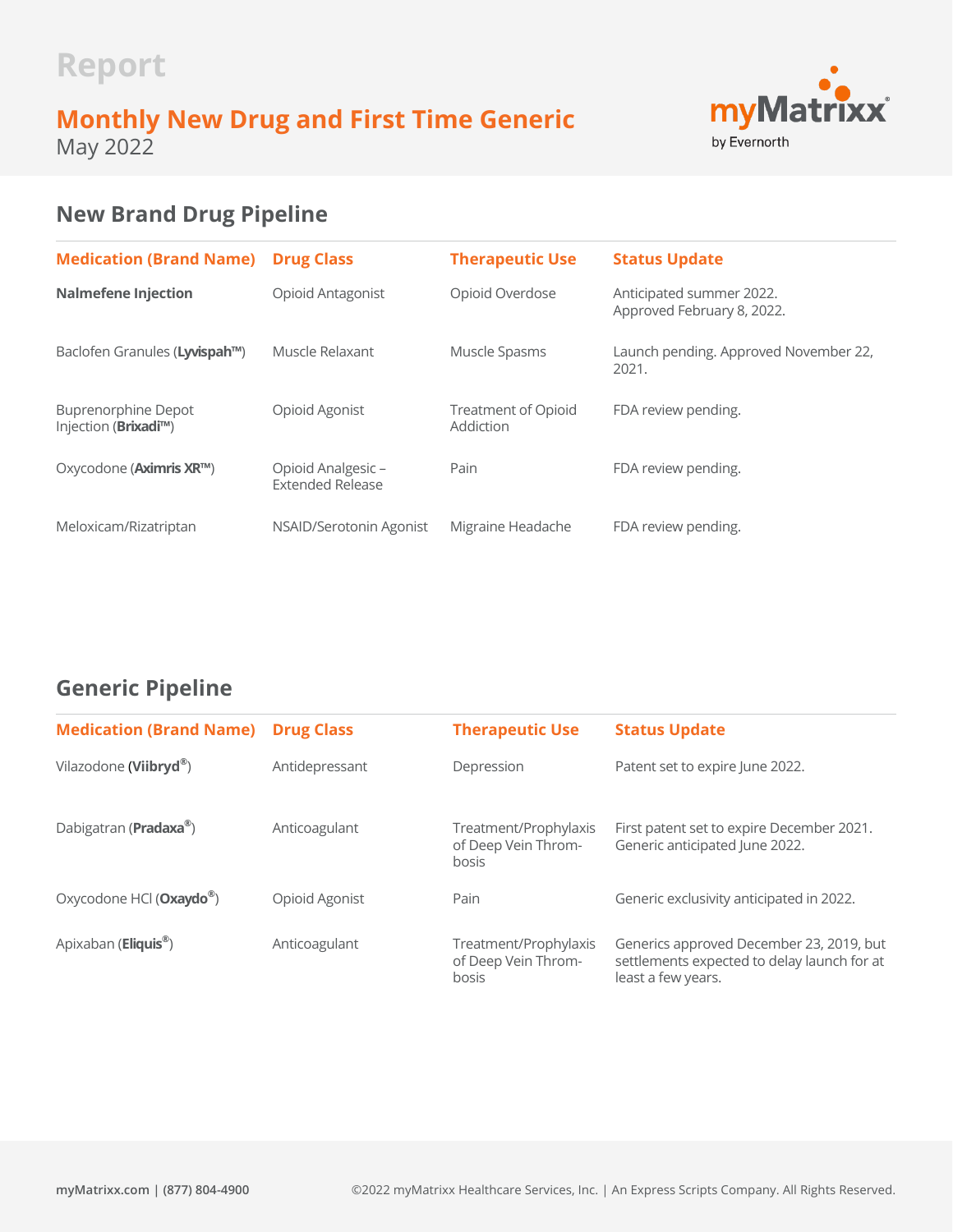Report

# Monthly New Drug and First Time Generic

May 2022

## New Brand Drug Pipeline

| Medication (Brand Name) | Drug Class | Therapeutic Use | Status Update |
|---|---|---|---|
| **Nalmefene Injection** | Opioid Antagonist | Opioid Overdose | Anticipated summer 2022. Approved February 8, 2022. |
| Baclofen Granules (**Lyvispah™**) | Muscle Relaxant | Muscle Spasms | Launch pending. Approved November 22, 2021. |
| Buprenorphine Depot Injection (**Brixadi™**) | Opioid Agonist | Treatment of Opioid Addiction | FDA review pending. |
| Oxycodone (**Aximris XR™**) | Opioid Analgesic – Extended Release | Pain | FDA review pending. |
| Meloxicam/Rizatriptan | NSAID/Serotonin Agonist | Migraine Headache | FDA review pending. |

## Generic Pipeline

| Medication (Brand Name) | Drug Class | Therapeutic Use | Status Update |
|---|---|---|---|
| Vilazodone (**Viibryd®**) | Antidepressant | Depression | Patent set to expire June 2022. |
| Dabigatran (**Pradaxa®**) | Anticoagulant | Treatment/Prophylaxis of Deep Vein Thrombosis | First patent set to expire December 2021. Generic anticipated June 2022. |
| Oxycodone HCl (**Oxaydo®**) | Opioid Agonist | Pain | Generic exclusivity anticipated in 2022. |
| Apixaban (**Eliquis®**) | Anticoagulant | Treatment/Prophylaxis of Deep Vein Thrombosis | Generics approved December 23, 2019, but settlements expected to delay launch for at least a few years. |

myMatrixx.com | (877) 804-4900

©2022 myMatrixx Healthcare Services, Inc. | An Express Scripts Company. All Rights Reserved.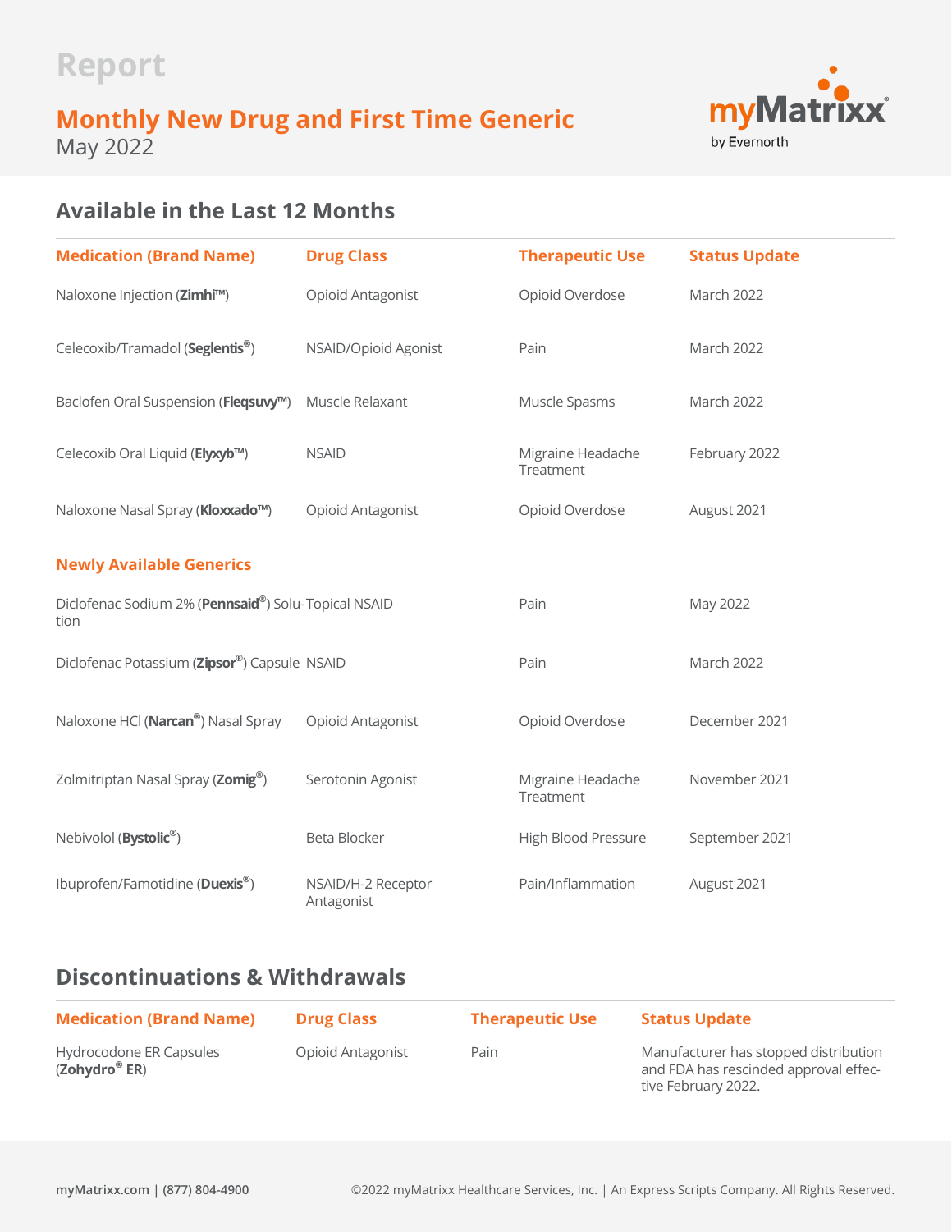# Report

## Monthly New Drug and First Time Generic

May 2022

myMatrixx by Evernorth

## Available in the Last 12 Months

| Medication (Brand Name) | Drug Class | Therapeutic Use | Status Update |
|---|---|---|---|
| Naloxone Injection (**Zimhi™**) | Opioid Antagonist | Opioid Overdose | March 2022 |
| Celecoxib/Tramadol (**Seglentis®**) | NSAID/Opioid Agonist | Pain | March 2022 |
| Baclofen Oral Suspension (**Fleqsuvy™**) | Muscle Relaxant | Muscle Spasms | March 2022 |
| Celecoxib Oral Liquid (**Elyxyb™**) | NSAID | Migraine Headache Treatment | February 2022 |
| Naloxone Nasal Spray (**Kloxxado™**) | Opioid Antagonist | Opioid Overdose | August 2021 |
| **Newly Available Generics** | | | |
| Diclofenac Sodium 2% (**Pennsaid®**) Solution | Topical NSAID | Pain | May 2022 |
| Diclofenac Potassium (**Zipsor®**) Capsule | NSAID | Pain | March 2022 |
| Naloxone HCl (**Narcan®**) Nasal Spray | Opioid Antagonist | Opioid Overdose | December 2021 |
| Zolmitriptan Nasal Spray (**Zomig®**) | Serotonin Agonist | Migraine Headache Treatment | November 2021 |
| Nebivolol (**Bystolic®**) | Beta Blocker | High Blood Pressure | September 2021 |
| Ibuprofen/Famotidine (**Duexis®**) | NSAID/H-2 Receptor Antagonist | Pain/Inflammation | August 2021 |

## Discontinuations & Withdrawals

| Medication (Brand Name) | Drug Class | Therapeutic Use | Status Update |
|---|---|---|---|
| Hydrocodone ER Capsules (**Zohydro® ER**) | Opioid Antagonist | Pain | Manufacturer has stopped distribution and FDA has rescinded approval effective February 2022. |

myMatrixx.com | (877) 804-4900

©2022 myMatrixx Healthcare Services, Inc. | An Express Scripts Company. All Rights Reserved.